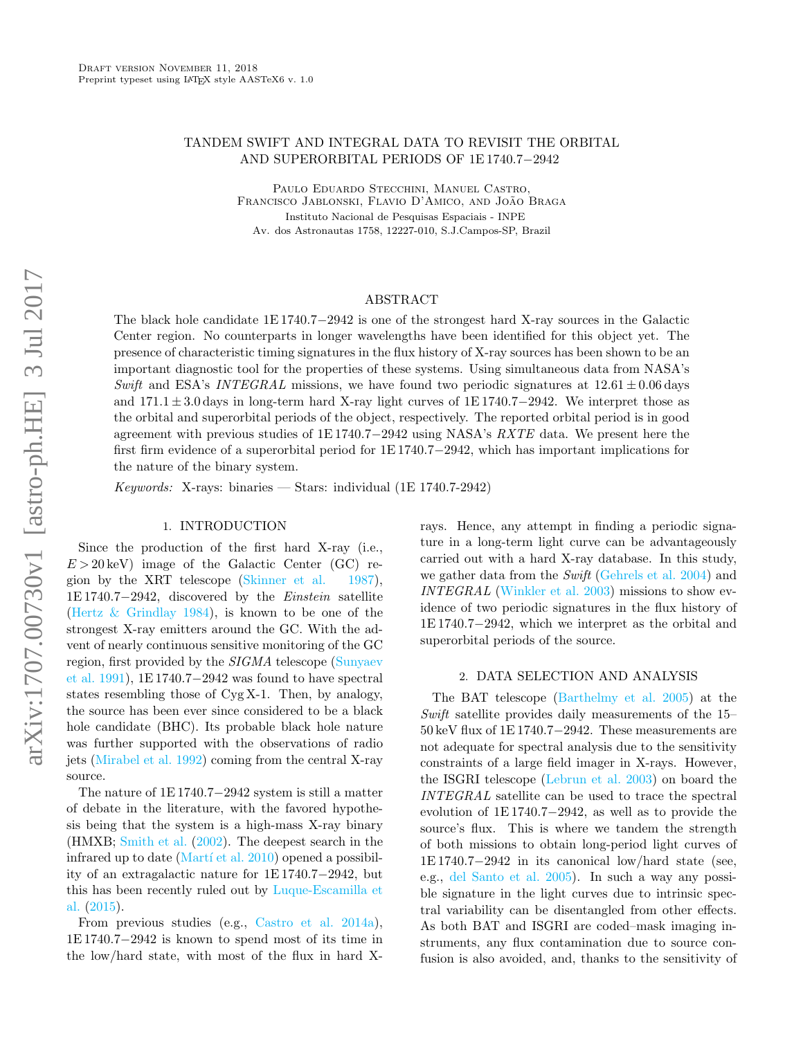# TANDEM SWIFT AND INTEGRAL DATA TO REVISIT THE ORBITAL AND SUPERORBITAL PERIODS OF 1E 1740.7−2942

Paulo Eduardo Stecchini, Manuel Castro, Francisco Jablonski, Flavio D'Amico, and João Braga

Instituto Nacional de Pesquisas Espaciais - INPE
Av. dos Astronautas 1758, 12227-010, S.J.Campos-SP, Brazil

## ABSTRACT

The black hole candidate 1E 1740.7−2942 is one of the strongest hard X-ray sources in the Galactic Center region. No counterparts in longer wavelengths have been identified for this object yet. The presence of characteristic timing signatures in the flux history of X-ray sources has been shown to be an important diagnostic tool for the properties of these systems. Using simultaneous data from NASA's *Swift* and ESA's *INTEGRAL* missions, we have found two periodic signatures at $12.61 \pm 0.06$ days and $171.1 \pm 3.0$ days in long-term hard X-ray light curves of 1E 1740.7−2942. We interpret those as the orbital and superorbital periods of the object, respectively. The reported orbital period is in good agreement with previous studies of 1E 1740.7−2942 using NASA's *RXTE* data. We present here the first firm evidence of a superorbital period for 1E 1740.7−2942, which has important implications for the nature of the binary system.

*Keywords:* X-rays: binaries — Stars: individual (1E 1740.7-2942)

## 1. INTRODUCTION

Since the production of the first hard X-ray (i.e., $E > 20$ keV) image of the Galactic Center (GC) region by the XRT telescope (Skinner et al. 1987), 1E 1740.7−2942, discovered by the *Einstein* satellite (Hertz & Grindlay 1984), is known to be one of the strongest X-ray emitters around the GC. With the advent of nearly continuous sensitive monitoring of the GC region, first provided by the *SIGMA* telescope (Sunyaev et al. 1991), 1E 1740.7−2942 was found to have spectral states resembling those of Cyg X-1. Then, by analogy, the source has been ever since considered to be a black hole candidate (BHC). Its probable black hole nature was further supported with the observations of radio jets (Mirabel et al. 1992) coming from the central X-ray source.

The nature of 1E 1740.7−2942 system is still a matter of debate in the literature, with the favored hypothesis being that the system is a high-mass X-ray binary (HMXB; Smith et al. (2002). The deepest search in the infrared up to date (Martí et al. 2010) opened a possibility of an extragalactic nature for 1E 1740.7−2942, but this has been recently ruled out by Luque-Escamilla et al. (2015).

From previous studies (e.g., Castro et al. 2014a), 1E 1740.7−2942 is known to spend most of its time in the low/hard state, with most of the flux in hard X-rays. Hence, any attempt in finding a periodic signature in a long-term light curve can be advantageously carried out with a hard X-ray database. In this study, we gather data from the *Swift* (Gehrels et al. 2004) and *INTEGRAL* (Winkler et al. 2003) missions to show evidence of two periodic signatures in the flux history of 1E 1740.7−2942, which we interpret as the orbital and superorbital periods of the source.

## 2. DATA SELECTION AND ANALYSIS

The BAT telescope (Barthelmy et al. 2005) at the *Swift* satellite provides daily measurements of the 15–50 keV flux of 1E 1740.7−2942. These measurements are not adequate for spectral analysis due to the sensitivity constraints of a large field imager in X-rays. However, the ISGRI telescope (Lebrun et al. 2003) on board the *INTEGRAL* satellite can be used to trace the spectral evolution of 1E 1740.7−2942, as well as to provide the source's flux. This is where we tandem the strength of both missions to obtain long-period light curves of 1E 1740.7−2942 in its canonical low/hard state (see, e.g., del Santo et al. 2005). In such a way any possible signature in the light curves due to intrinsic spectral variability can be disentangled from other effects. As both BAT and ISGRI are coded–mask imaging instruments, any flux contamination due to source confusion is also avoided, and, thanks to the sensitivity of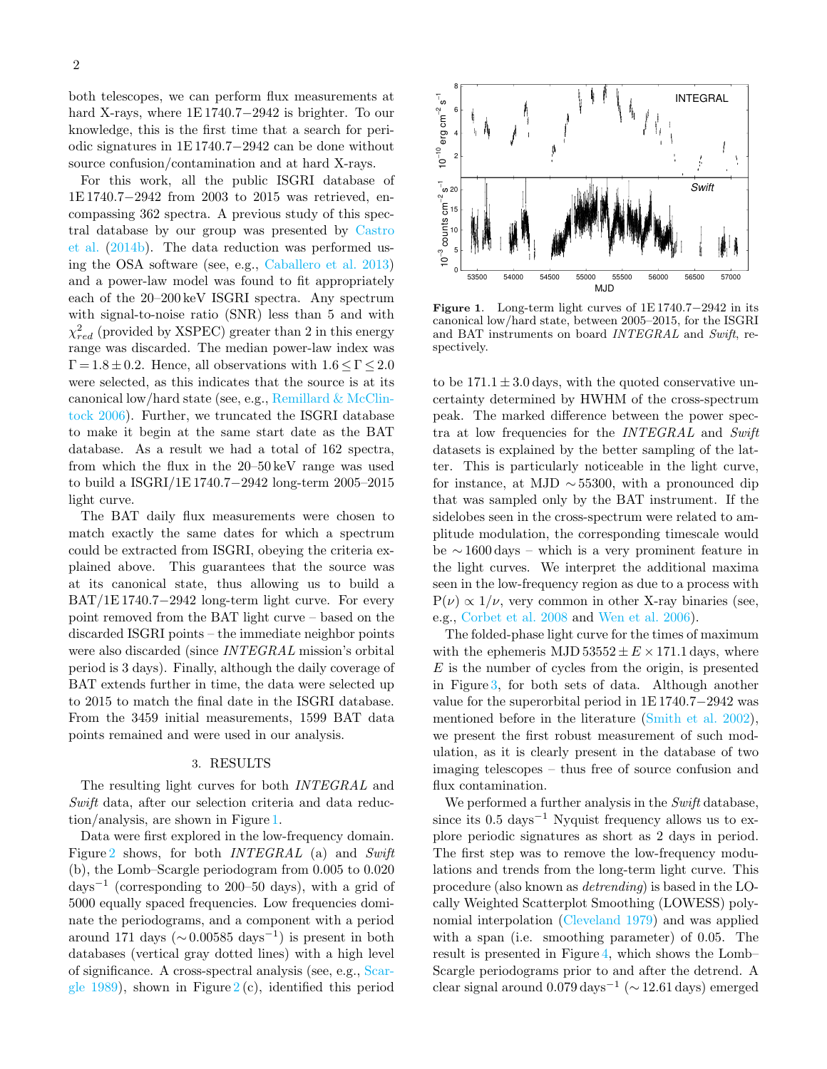both telescopes, we can perform flux measurements at hard X-rays, where 1E 1740.7−2942 is brighter. To our knowledge, this is the first time that a search for periodic signatures in 1E 1740.7−2942 can be done without source confusion/contamination and at hard X-rays.

For this work, all the public ISGRI database of 1E 1740.7−2942 from 2003 to 2015 was retrieved, encompassing 362 spectra. A previous study of this spectral database by our group was presented by Castro et al. (2014b). The data reduction was performed using the OSA software (see, e.g., Caballero et al. 2013) and a power-law model was found to fit appropriately each of the 20–200 keV ISGRI spectra. Any spectrum with signal-to-noise ratio (SNR) less than 5 and with $\chi^2_{red}$ (provided by XSPEC) greater than 2 in this energy range was discarded. The median power-law index was $\Gamma = 1.8 \pm 0.2$. Hence, all observations with $1.6 \leq \Gamma \leq 2.0$ were selected, as this indicates that the source is at its canonical low/hard state (see, e.g., Remillard & McClintock 2006). Further, we truncated the ISGRI database to make it begin at the same start date as the BAT database. As a result we had a total of 162 spectra, from which the flux in the 20–50 keV range was used to build a ISGRI/1E 1740.7−2942 long-term 2005–2015 light curve.

The BAT daily flux measurements were chosen to match exactly the same dates for which a spectrum could be extracted from ISGRI, obeying the criteria explained above. This guarantees that the source was at its canonical state, thus allowing us to build a BAT/1E 1740.7−2942 long-term light curve. For every point removed from the BAT light curve – based on the discarded ISGRI points – the immediate neighbor points were also discarded (since *INTEGRAL* mission's orbital period is 3 days). Finally, although the daily coverage of BAT extends further in time, the data were selected up to 2015 to match the final date in the ISGRI database. From the 3459 initial measurements, 1599 BAT data points remained and were used in our analysis.

## 3. RESULTS

The resulting light curves for both *INTEGRAL* and *Swift* data, after our selection criteria and data reduction/analysis, are shown in Figure 1.

Data were first explored in the low-frequency domain. Figure 2 shows, for both *INTEGRAL* (a) and *Swift* (b), the Lomb–Scargle periodogram from 0.005 to 0.020 days$^{-1}$ (corresponding to 200–50 days), with a grid of 5000 equally spaced frequencies. Low frequencies dominate the periodograms, and a component with a period around 171 days ($\sim$0.00585 days$^{-1}$) is present in both databases (vertical gray dotted lines) with a high level of significance. A cross-spectral analysis (see, e.g., Scargle 1989), shown in Figure 2 (c), identified this period to be $171.1 \pm 3.0$ days, with the quoted conservative uncertainty determined by HWHM of the cross-spectrum peak. The marked difference between the power spectra at low frequencies for the *INTEGRAL* and *Swift* datasets is explained by the better sampling of the latter. This is particularly noticeable in the light curve, for instance, at MJD $\sim$55300, with a pronounced dip that was sampled only by the BAT instrument. If the sidelobes seen in the cross-spectrum were related to amplitude modulation, the corresponding timescale would be $\sim$1600 days – which is a very prominent feature in the light curves. We interpret the additional maxima seen in the low-frequency region as due to a process with $P(\nu) \propto 1/\nu$, very common in other X-ray binaries (see, e.g., Corbet et al. 2008 and Wen et al. 2006).

**Figure 1.** Long-term light curves of 1E 1740.7−2942 in its canonical low/hard state, between 2005–2015, for the ISGRI and BAT instruments on board *INTEGRAL* and *Swift*, respectively.

The folded-phase light curve for the times of maximum with the ephemeris MJD $53552 \pm E \times 171.1$ days, where $E$ is the number of cycles from the origin, is presented in Figure 3, for both sets of data. Although another value for the superorbital period in 1E 1740.7−2942 was mentioned before in the literature (Smith et al. 2002), we present the first robust measurement of such modulation, as it is clearly present in the database of two imaging telescopes – thus free of source confusion and flux contamination.

We performed a further analysis in the *Swift* database, since its 0.5 days$^{-1}$ Nyquist frequency allows us to explore periodic signatures as short as 2 days in period. The first step was to remove the low-frequency modulations and trends from the long-term light curve. This procedure (also known as *detrending*) is based in the LOcally Weighted Scatterplot Smoothing (LOWESS) polynomial interpolation (Cleveland 1979) and was applied with a span (i.e. smoothing parameter) of 0.05. The result is presented in Figure 4, which shows the Lomb–Scargle periodograms prior to and after the detrend. A clear signal around 0.079 days$^{-1}$ ($\sim$12.61 days) emerged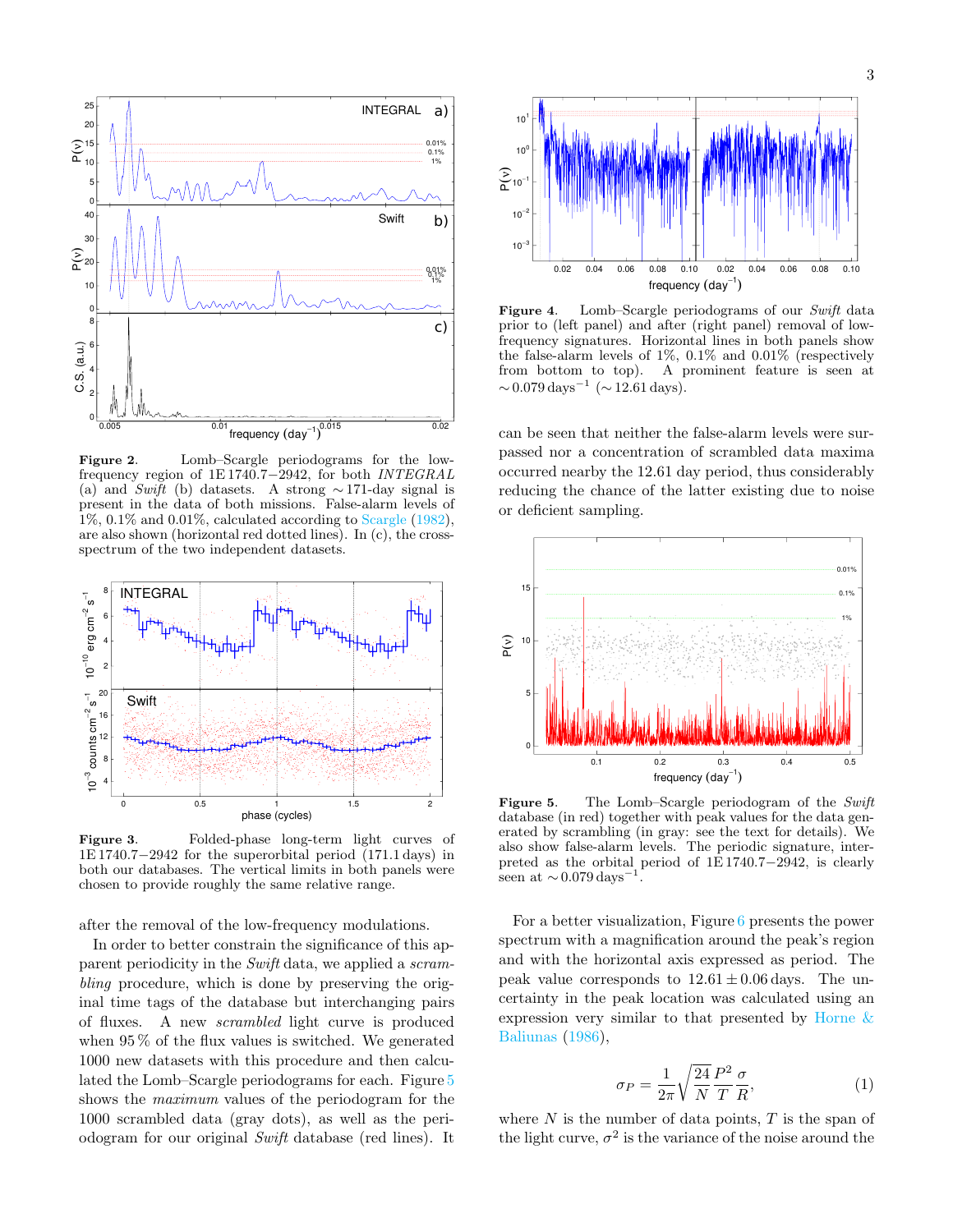**Figure 2.** Lomb–Scargle periodograms for the low-frequency region of 1E 1740.7−2942, for both *INTEGRAL* (a) and *Swift* (b) datasets. A strong ∼171-day signal is present in the data of both missions. False-alarm levels of 1%, 0.1% and 0.01%, calculated according to Scargle (1982), are also shown (horizontal red dotted lines). In (c), the cross-spectrum of the two independent datasets.

**Figure 3.** Folded-phase long-term light curves of 1E 1740.7−2942 for the superorbital period (171.1 days) in both our databases. The vertical limits in both panels were chosen to provide roughly the same relative range.

after the removal of the low-frequency modulations.

In order to better constrain the significance of this apparent periodicity in the *Swift* data, we applied a *scrambling* procedure, which is done by preserving the original time tags of the database but interchanging pairs of fluxes. A new *scrambled* light curve is produced when 95 % of the flux values is switched. We generated 1000 new datasets with this procedure and then calculated the Lomb–Scargle periodograms for each. Figure 5 shows the *maximum* values of the periodogram for the 1000 scrambled data (gray dots), as well as the periodogram for our original *Swift* database (red lines). It

**Figure 4.** Lomb–Scargle periodograms of our *Swift* data prior to (left panel) and after (right panel) removal of low-frequency signatures. Horizontal lines in both panels show the false-alarm levels of 1%, 0.1% and 0.01% (respectively from bottom to top). A prominent feature is seen at $\sim 0.079\,\mathrm{days}^{-1}$ ($\sim 12.61\,\mathrm{days}$).

can be seen that neither the false-alarm levels were surpassed nor a concentration of scrambled data maxima occurred nearby the 12.61 day period, thus considerably reducing the chance of the latter existing due to noise or deficient sampling.

**Figure 5.** The Lomb–Scargle periodogram of the *Swift* database (in red) together with peak values for the data generated by scrambling (in gray: see the text for details). We also show false-alarm levels. The periodic signature, interpreted as the orbital period of 1E 1740.7−2942, is clearly seen at $\sim 0.079\,\mathrm{days}^{-1}$.

For a better visualization, Figure 6 presents the power spectrum with a magnification around the peak's region and with the horizontal axis expressed as period. The peak value corresponds to $12.61 \pm 0.06$ days. The uncertainty in the peak location was calculated using an expression very similar to that presented by Horne & Baliunas (1986),

$$\sigma_P = \frac{1}{2\pi}\sqrt{\frac{24}{N}}\frac{P^2}{T}\frac{\sigma}{R}, \tag{1}$$

where $N$ is the number of data points, $T$ is the span of the light curve, $\sigma^2$ is the variance of the noise around the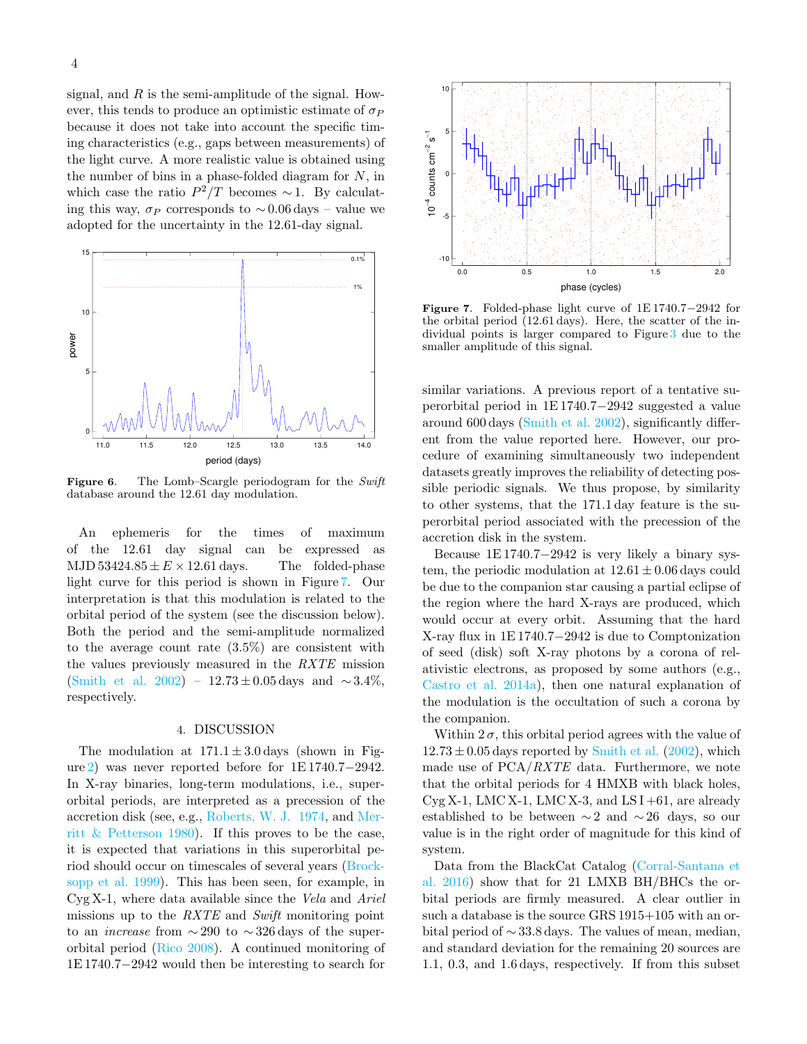signal, and $R$ is the semi-amplitude of the signal. However, this tends to produce an optimistic estimate of $\sigma_P$ because it does not take into account the specific timing characteristics (e.g., gaps between measurements) of the light curve. A more realistic value is obtained using the number of bins in a phase-folded diagram for $N$, in which case the ratio $P^2/T$ becomes $\sim 1$. By calculating this way, $\sigma_P$ corresponds to $\sim 0.06$ days – value we adopted for the uncertainty in the 12.61-day signal.

**Figure 6**. The Lomb–Scargle periodogram for the *Swift* database around the 12.61 day modulation.

An ephemeris for the times of maximum of the 12.61 day signal can be expressed as MJD $53424.85 \pm E \times 12.61$ days. The folded-phase light curve for this period is shown in Figure 7. Our interpretation is that this modulation is related to the orbital period of the system (see the discussion below). Both the period and the semi-amplitude normalized to the average count rate (3.5%) are consistent with the values previously measured in the *RXTE* mission (Smith et al. 2002) – $12.73 \pm 0.05$ days and $\sim 3.4$%, respectively.

## 4. DISCUSSION

The modulation at $171.1 \pm 3.0$ days (shown in Figure 2) was never reported before for 1E 1740.7−2942. In X-ray binaries, long-term modulations, i.e., superorbital periods, are interpreted as a precession of the accretion disk (see, e.g., Roberts, W. J. 1974, and Merritt & Petterson 1980). If this proves to be the case, it is expected that variations in this superorbital period should occur on timescales of several years (Brocksopp et al. 1999). This has been seen, for example, in Cyg X-1, where data available since the *Vela* and *Ariel* missions up to the *RXTE* and *Swift* monitoring point to an *increase* from $\sim 290$ to $\sim 326$ days of the superorbital period (Rico 2008). A continued monitoring of 1E 1740.7−2942 would then be interesting to search for similar variations. A previous report of a tentative superorbital period in 1E 1740.7−2942 suggested a value around 600 days (Smith et al. 2002), significantly different from the value reported here. However, our procedure of examining simultaneously two independent datasets greatly improves the reliability of detecting possible periodic signals. We thus propose, by similarity to other systems, that the 171.1 day feature is the superorbital period associated with the precession of the accretion disk in the system.

**Figure 7**. Folded-phase light curve of 1E 1740.7−2942 for the orbital period (12.61 days). Here, the scatter of the individual points is larger compared to Figure 3 due to the smaller amplitude of this signal.

Because 1E 1740.7−2942 is very likely a binary system, the periodic modulation at $12.61 \pm 0.06$ days could be due to the companion star causing a partial eclipse of the region where the hard X-rays are produced, which would occur at every orbit. Assuming that the hard X-ray flux in 1E 1740.7−2942 is due to Comptonization of seed (disk) soft X-ray photons by a corona of relativistic electrons, as proposed by some authors (e.g., Castro et al. 2014a), then one natural explanation of the modulation is the occultation of such a corona by the companion.

Within $2\,\sigma$, this orbital period agrees with the value of $12.73 \pm 0.05$ days reported by Smith et al. (2002), which made use of PCA/*RXTE* data. Furthermore, we note that the orbital periods for 4 HMXB with black holes, Cyg X-1, LMC X-1, LMC X-3, and LS I +61, are already established to be between $\sim 2$ and $\sim 26$ days, so our value is in the right order of magnitude for this kind of system.

Data from the BlackCat Catalog (Corral-Santana et al. 2016) show that for 21 LMXB BH/BHCs the orbital periods are firmly measured. A clear outlier in such a database is the source GRS 1915+105 with an orbital period of $\sim 33.8$ days. The values of mean, median, and standard deviation for the remaining 20 sources are 1.1, 0.3, and 1.6 days, respectively. If from this subset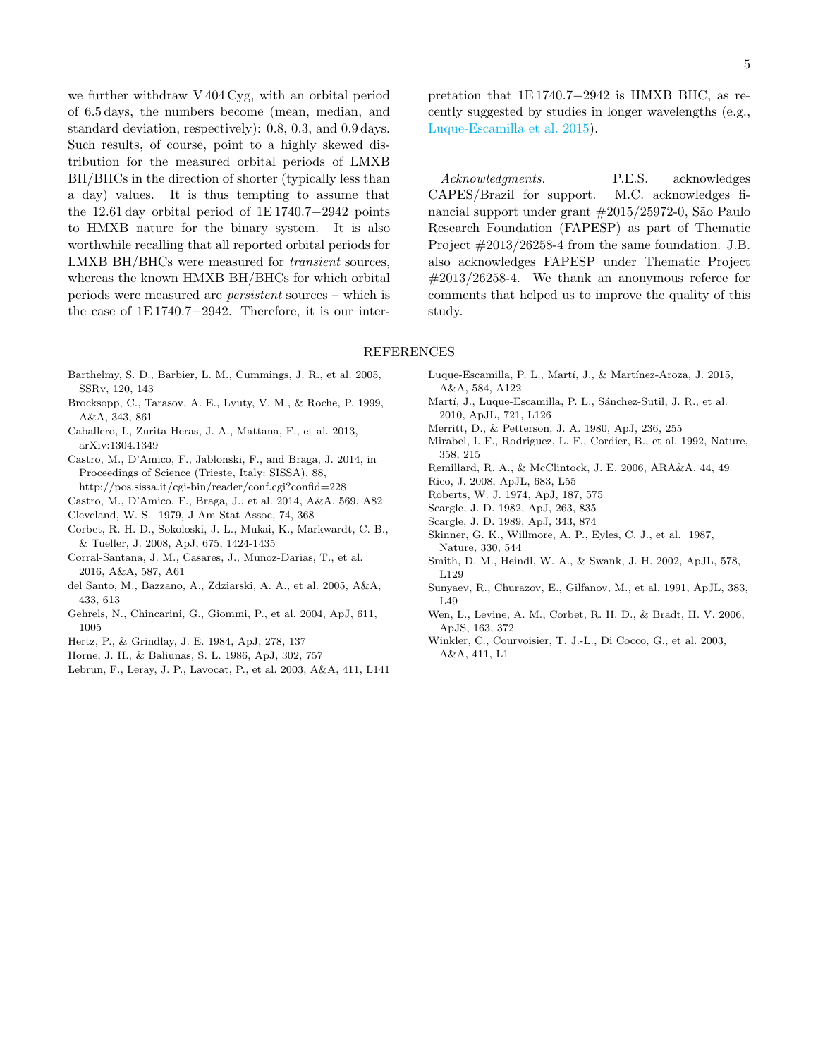we further withdraw V 404 Cyg, with an orbital period of 6.5 days, the numbers become (mean, median, and standard deviation, respectively): 0.8, 0.3, and 0.9 days. Such results, of course, point to a highly skewed distribution for the measured orbital periods of LMXB BH/BHCs in the direction of shorter (typically less than a day) values. It is thus tempting to assume that the 12.61 day orbital period of 1E 1740.7−2942 points to HMXB nature for the binary system. It is also worthwhile recalling that all reported orbital periods for LMXB BH/BHCs were measured for *transient* sources, whereas the known HMXB BH/BHCs for which orbital periods were measured are *persistent* sources – which is the case of 1E 1740.7−2942. Therefore, it is our interpretation that 1E 1740.7−2942 is HMXB BHC, as recently suggested by studies in longer wavelengths (e.g., Luque-Escamilla et al. 2015).

*Acknowledgments.* P.E.S. acknowledges CAPES/Brazil for support. M.C. acknowledges financial support under grant #2015/25972-0, São Paulo Research Foundation (FAPESP) as part of Thematic Project #2013/26258-4 from the same foundation. J.B. also acknowledges FAPESP under Thematic Project #2013/26258-4. We thank an anonymous referee for comments that helped us to improve the quality of this study.

## REFERENCES

Barthelmy, S. D., Barbier, L. M., Cummings, J. R., et al. 2005, SSRv, 120, 143

Brocksopp, C., Tarasov, A. E., Lyuty, V. M., & Roche, P. 1999, A&A, 343, 861

Caballero, I., Zurita Heras, J. A., Mattana, F., et al. 2013, arXiv:1304.1349

Castro, M., D'Amico, F., Jablonski, F., and Braga, J. 2014, in Proceedings of Science (Trieste, Italy: SISSA), 88, http://pos.sissa.it/cgi-bin/reader/conf.cgi?confid=228

Castro, M., D'Amico, F., Braga, J., et al. 2014, A&A, 569, A82

Cleveland, W. S. 1979, J Am Stat Assoc, 74, 368

Corbet, R. H. D., Sokoloski, J. L., Mukai, K., Markwardt, C. B., & Tueller, J. 2008, ApJ, 675, 1424-1435

Corral-Santana, J. M., Casares, J., Muñoz-Darias, T., et al. 2016, A&A, 587, A61

del Santo, M., Bazzano, A., Zdziarski, A. A., et al. 2005, A&A, 433, 613

Gehrels, N., Chincarini, G., Giommi, P., et al. 2004, ApJ, 611, 1005

Hertz, P., & Grindlay, J. E. 1984, ApJ, 278, 137

Horne, J. H., & Baliunas, S. L. 1986, ApJ, 302, 757

Lebrun, F., Leray, J. P., Lavocat, P., et al. 2003, A&A, 411, L141

Luque-Escamilla, P. L., Martí, J., & Martínez-Aroza, J. 2015, A&A, 584, A122

Martí, J., Luque-Escamilla, P. L., Sánchez-Sutil, J. R., et al. 2010, ApJL, 721, L126

Merritt, D., & Petterson, J. A. 1980, ApJ, 236, 255

Mirabel, I. F., Rodriguez, L. F., Cordier, B., et al. 1992, Nature, 358, 215

Remillard, R. A., & McClintock, J. E. 2006, ARA&A, 44, 49

Rico, J. 2008, ApJL, 683, L55

Roberts, W. J. 1974, ApJ, 187, 575

Scargle, J. D. 1982, ApJ, 263, 835

Scargle, J. D. 1989, ApJ, 343, 874

Skinner, G. K., Willmore, A. P., Eyles, C. J., et al. 1987, Nature, 330, 544

Smith, D. M., Heindl, W. A., & Swank, J. H. 2002, ApJL, 578, L129

Sunyaev, R., Churazov, E., Gilfanov, M., et al. 1991, ApJL, 383, L49

Wen, L., Levine, A. M., Corbet, R. H. D., & Bradt, H. V. 2006, ApJS, 163, 372

Winkler, C., Courvoisier, T. J.-L., Di Cocco, G., et al. 2003, A&A, 411, L1